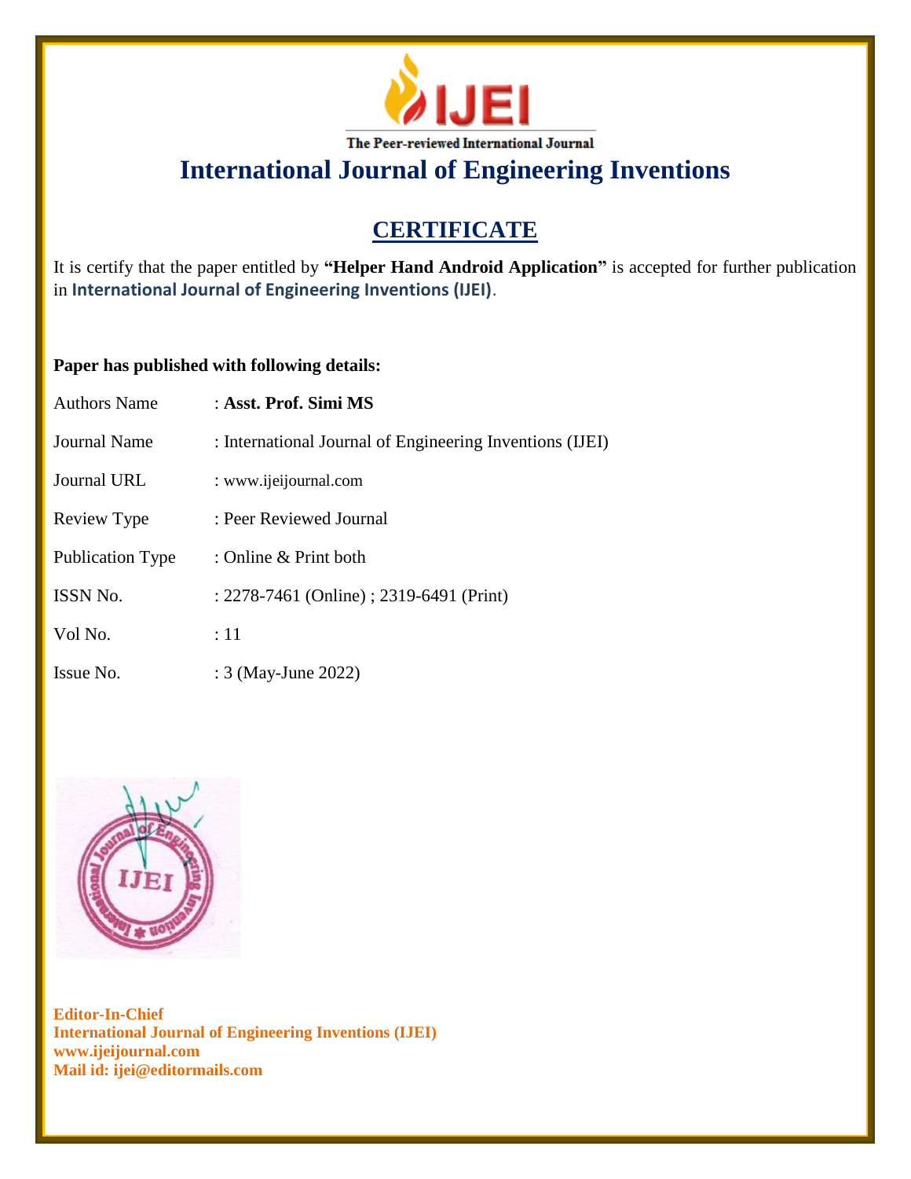# IJEI

The Peer-reviewed International Journal

## International Journal of Engineering Inventions

## CERTIFICATE

It is certify that the paper entitled by **"Helper Hand Android Application"** is accepted for further publication in **International Journal of Engineering Inventions (IJEI)**.

**Paper has published with following details:**

| | |
|---|---|
| Authors Name | : **Asst. Prof. Simi MS** |
| Journal Name | : International Journal of Engineering Inventions (IJEI) |
| Journal URL | : www.ijeijournal.com |
| Review Type | : Peer Reviewed Journal |
| Publication Type | : Online & Print both |
| ISSN No. | : 2278-7461 (Online) ; 2319-6491 (Print) |
| Vol No. | : 11 |
| Issue No. | : 3 (May-June 2022) |

**Editor-In-Chief**
**International Journal of Engineering Inventions (IJEI)**
**www.ijeijournal.com**
**Mail id: ijei@editormails.com**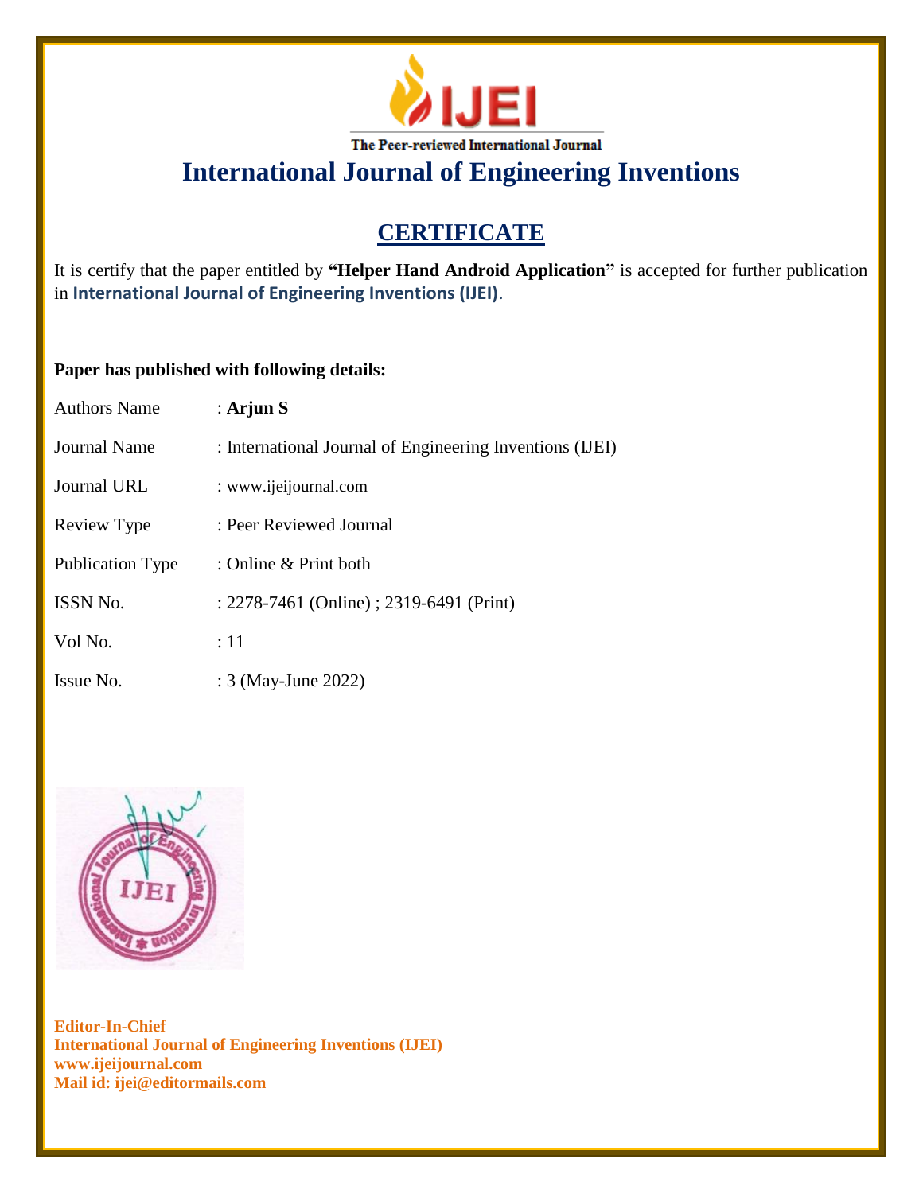The Peer-reviewed International Journal

# International Journal of Engineering Inventions

## CERTIFICATE

It is certify that the paper entitled by **"Helper Hand Android Application"** is accepted for further publication in **International Journal of Engineering Inventions (IJEI)**.

**Paper has published with following details:**

| | |
|---|---|
| Authors Name | : **Arjun S** |
| Journal Name | : International Journal of Engineering Inventions (IJEI) |
| Journal URL | : www.ijeijournal.com |
| Review Type | : Peer Reviewed Journal |
| Publication Type | : Online & Print both |
| ISSN No. | : 2278-7461 (Online) ; 2319-6491 (Print) |
| Vol No. | : 11 |
| Issue No. | : 3 (May-June 2022) |

**Editor-In-Chief**
**International Journal of Engineering Inventions (IJEI)**
**www.ijeijournal.com**
**Mail id: ijei@editormails.com**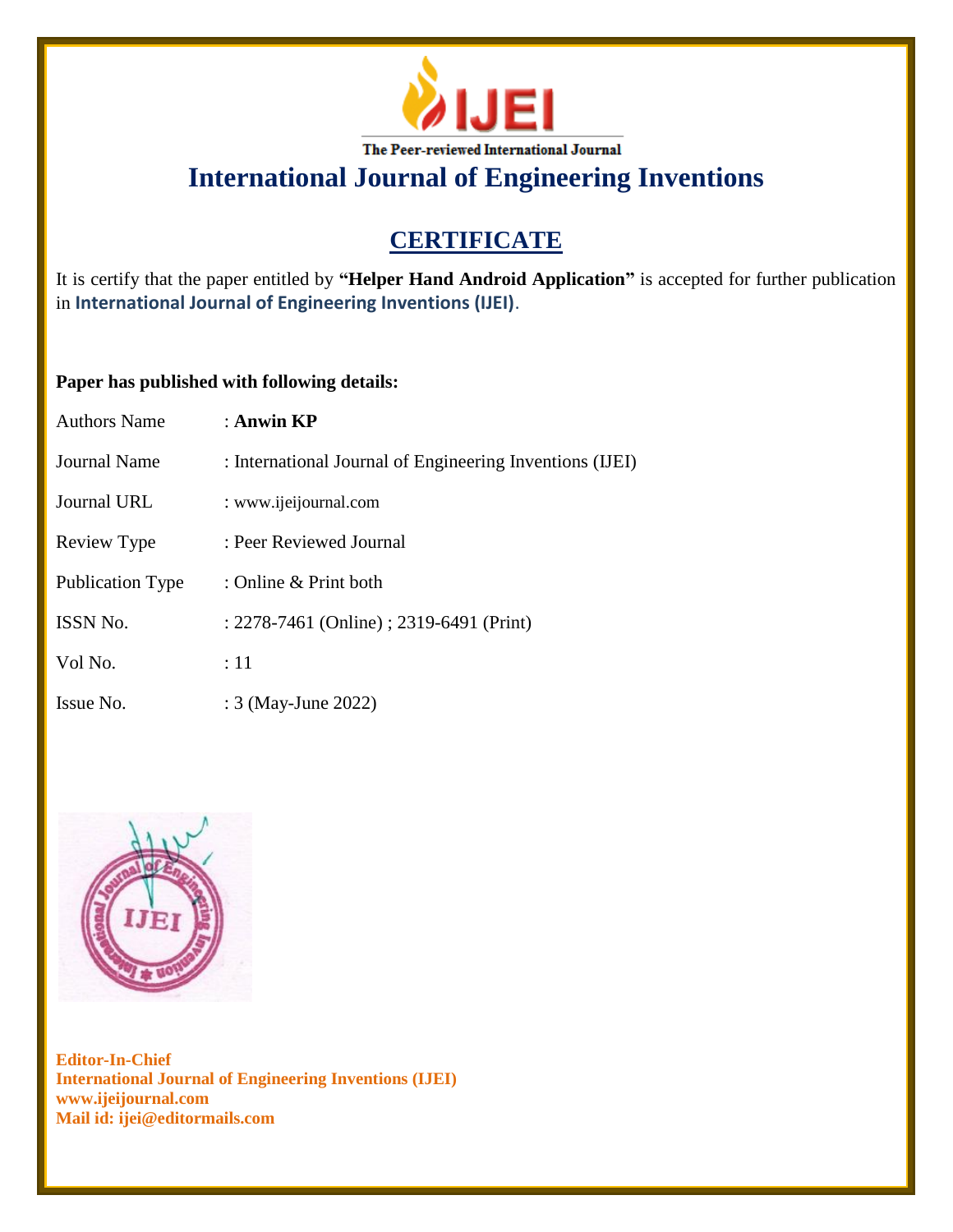**IJEI**

The Peer-reviewed International Journal

# International Journal of Engineering Inventions

## CERTIFICATE

It is certify that the paper entitled by **"Helper Hand Android Application"** is accepted for further publication in **International Journal of Engineering Inventions (IJEI)**.

**Paper has published with following details:**

| | |
|---|---|
| Authors Name | : **Anwin KP** |
| Journal Name | : International Journal of Engineering Inventions (IJEI) |
| Journal URL | : www.ijeijournal.com |
| Review Type | : Peer Reviewed Journal |
| Publication Type | : Online & Print both |
| ISSN No. | : 2278-7461 (Online) ; 2319-6491 (Print) |
| Vol No. | : 11 |
| Issue No. | : 3 (May-June 2022) |

**Editor-In-Chief**
**International Journal of Engineering Inventions (IJEI)**
**www.ijeijournal.com**
**Mail id: ijei@editormails.com**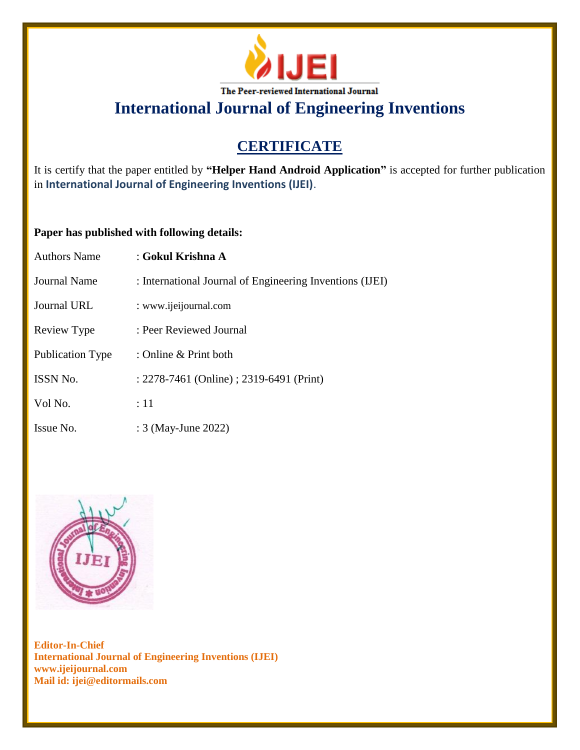The Peer-reviewed International Journal

# International Journal of Engineering Inventions

## CERTIFICATE

It is certify that the paper entitled by **"Helper Hand Android Application"** is accepted for further publication in **International Journal of Engineering Inventions (IJEI)**.

**Paper has published with following details:**

| | |
|---|---|
| Authors Name | : **Gokul Krishna A** |
| Journal Name | : International Journal of Engineering Inventions (IJEI) |
| Journal URL | : www.ijeijournal.com |
| Review Type | : Peer Reviewed Journal |
| Publication Type | : Online & Print both |
| ISSN No. | : 2278-7461 (Online) ; 2319-6491 (Print) |
| Vol No. | : 11 |
| Issue No. | : 3 (May-June 2022) |

**Editor-In-Chief**
**International Journal of Engineering Inventions (IJEI)**
**www.ijeijournal.com**
**Mail id: ijei@editormails.com**